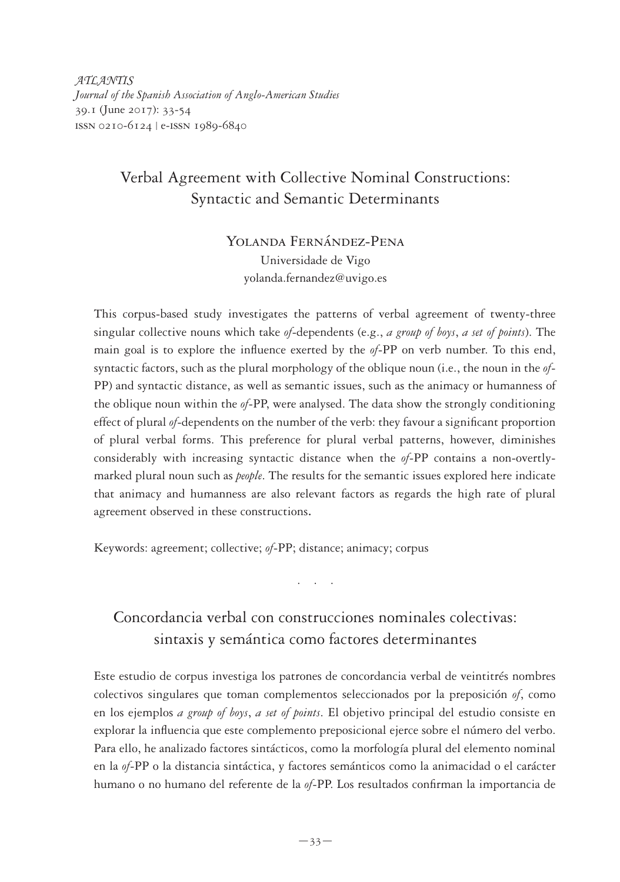*ATLANTIS*
*Journal of the Spanish Association of Anglo-American Studies*
39.1 (June 2017): 33-54
ISSN 0210-6124 | e-ISSN 1989-6840

# Verbal Agreement with Collective Nominal Constructions: Syntactic and Semantic Determinants

YOLANDA FERNÁNDEZ-PENA
Universidade de Vigo
yolanda.fernandez@uvigo.es

This corpus-based study investigates the patterns of verbal agreement of twenty-three singular collective nouns which take *of*-dependents (e.g., *a group of boys*, *a set of points*). The main goal is to explore the influence exerted by the *of*-PP on verb number. To this end, syntactic factors, such as the plural morphology of the oblique noun (i.e., the noun in the *of*-PP) and syntactic distance, as well as semantic issues, such as the animacy or humanness of the oblique noun within the *of*-PP, were analysed. The data show the strongly conditioning effect of plural *of*-dependents on the number of the verb: they favour a significant proportion of plural verbal forms. This preference for plural verbal patterns, however, diminishes considerably with increasing syntactic distance when the *of*-PP contains a non-overtly-marked plural noun such as *people*. The results for the semantic issues explored here indicate that animacy and humanness are also relevant factors as regards the high rate of plural agreement observed in these constructions.

Keywords: agreement; collective; *of*-PP; distance; animacy; corpus

. . .

# Concordancia verbal con construcciones nominales colectivas: sintaxis y semántica como factores determinantes

Este estudio de corpus investiga los patrones de concordancia verbal de veintitrés nombres colectivos singulares que toman complementos seleccionados por la preposición *of*, como en los ejemplos *a group of boys*, *a set of points*. El objetivo principal del estudio consiste en explorar la influencia que este complemento preposicional ejerce sobre el número del verbo. Para ello, he analizado factores sintácticos, como la morfología plural del elemento nominal en la *of*-PP o la distancia sintáctica, y factores semánticos como la animacidad o el carácter humano o no humano del referente de la *of*-PP. Los resultados confirman la importancia de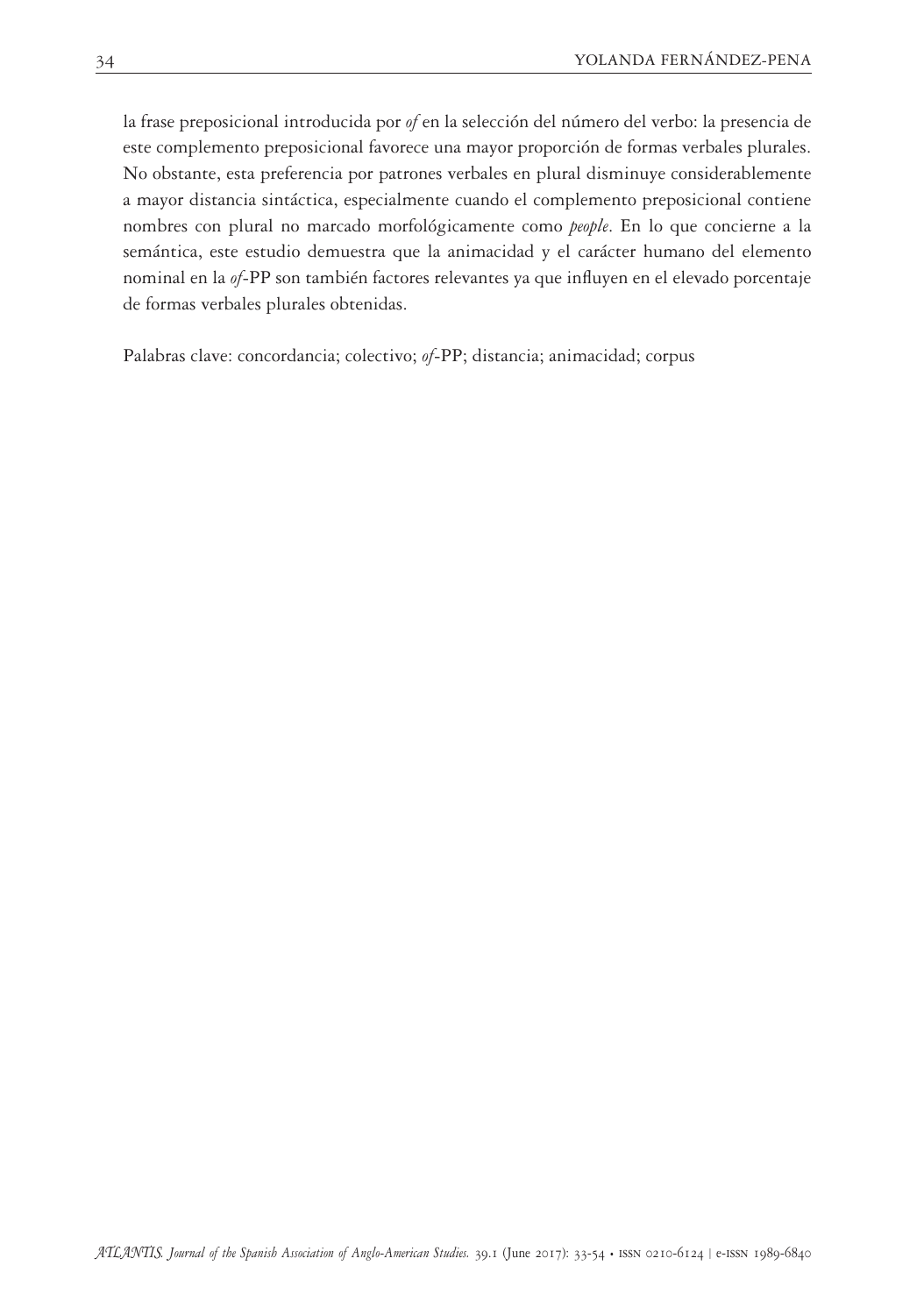la frase preposicional introducida por *of* en la selección del número del verbo: la presencia de este complemento preposicional favorece una mayor proporción de formas verbales plurales. No obstante, esta preferencia por patrones verbales en plural disminuye considerablemente a mayor distancia sintáctica, especialmente cuando el complemento preposicional contiene nombres con plural no marcado morfológicamente como *people*. En lo que concierne a la semántica, este estudio demuestra que la animacidad y el carácter humano del elemento nominal en la *of*-PP son también factores relevantes ya que influyen en el elevado porcentaje de formas verbales plurales obtenidas.

Palabras clave: concordancia; colectivo; *of*-PP; distancia; animacidad; corpus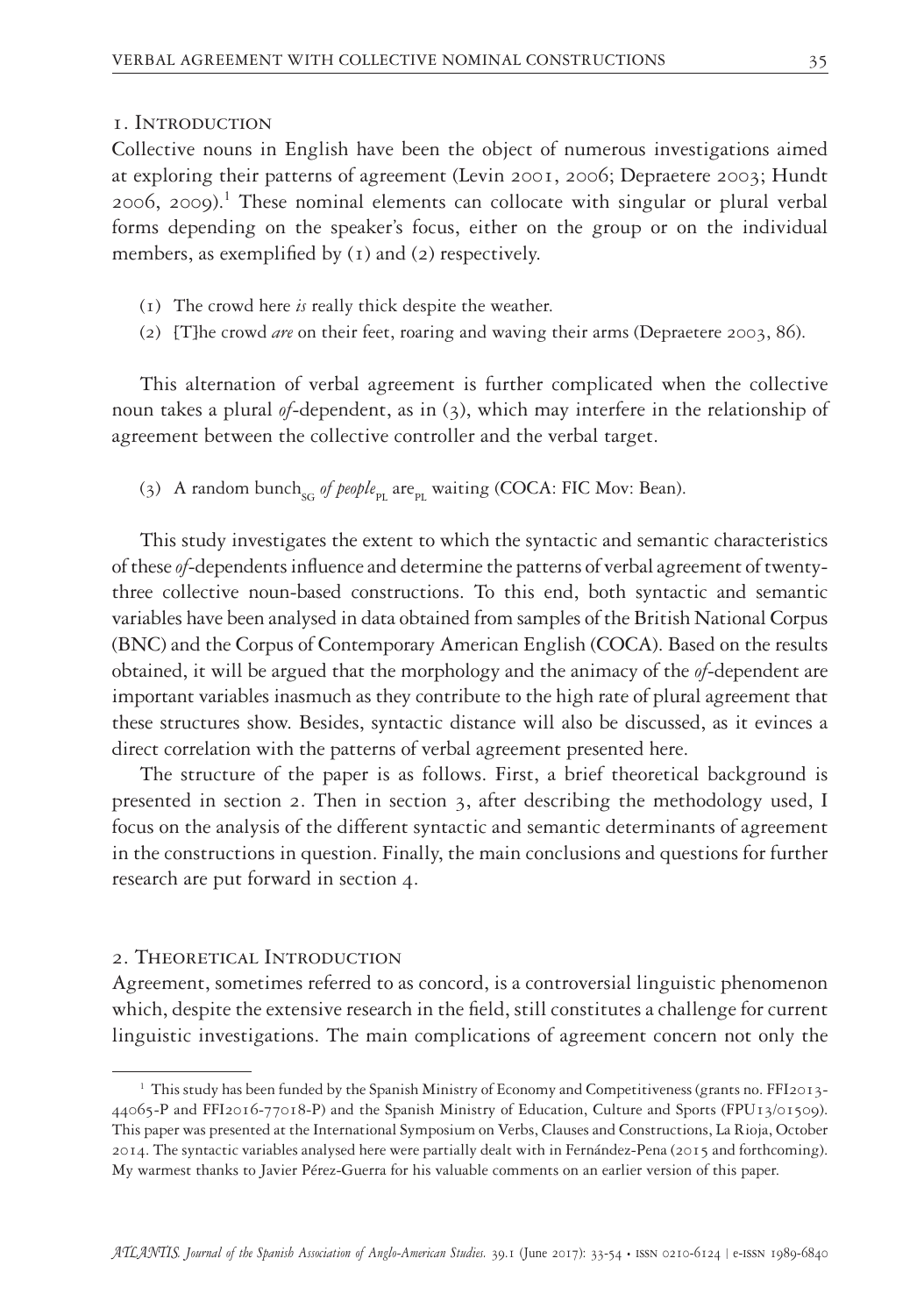## 1. Introduction

Collective nouns in English have been the object of numerous investigations aimed at exploring their patterns of agreement (Levin 2001, 2006; Depraetere 2003; Hundt 2006, 2009).[1] These nominal elements can collocate with singular or plural verbal forms depending on the speaker's focus, either on the group or on the individual members, as exemplified by (1) and (2) respectively.

(1) The crowd here *is* really thick despite the weather.

(2) [T]he crowd *are* on their feet, roaring and waving their arms (Depraetere 2003, 86).

This alternation of verbal agreement is further complicated when the collective noun takes a plural *of*-dependent, as in (3), which may interfere in the relationship of agreement between the collective controller and the verbal target.

(3) A random bunch$_{SG}$ *of people*$_{PL}$ are$_{PL}$ waiting (COCA: FIC Mov: Bean).

This study investigates the extent to which the syntactic and semantic characteristics of these *of*-dependents influence and determine the patterns of verbal agreement of twenty-three collective noun-based constructions. To this end, both syntactic and semantic variables have been analysed in data obtained from samples of the British National Corpus (BNC) and the Corpus of Contemporary American English (COCA). Based on the results obtained, it will be argued that the morphology and the animacy of the *of*-dependent are important variables inasmuch as they contribute to the high rate of plural agreement that these structures show. Besides, syntactic distance will also be discussed, as it evinces a direct correlation with the patterns of verbal agreement presented here.

The structure of the paper is as follows. First, a brief theoretical background is presented in section 2. Then in section 3, after describing the methodology used, I focus on the analysis of the different syntactic and semantic determinants of agreement in the constructions in question. Finally, the main conclusions and questions for further research are put forward in section 4.

## 2. Theoretical Introduction

Agreement, sometimes referred to as concord, is a controversial linguistic phenomenon which, despite the extensive research in the field, still constitutes a challenge for current linguistic investigations. The main complications of agreement concern not only the

[1] This study has been funded by the Spanish Ministry of Economy and Competitiveness (grants no. FFI2013-44065-P and FFI2016-77018-P) and the Spanish Ministry of Education, Culture and Sports (FPU13/01509). This paper was presented at the International Symposium on Verbs, Clauses and Constructions, La Rioja, October 2014. The syntactic variables analysed here were partially dealt with in Fernández-Pena (2015 and forthcoming). My warmest thanks to Javier Pérez-Guerra for his valuable comments on an earlier version of this paper.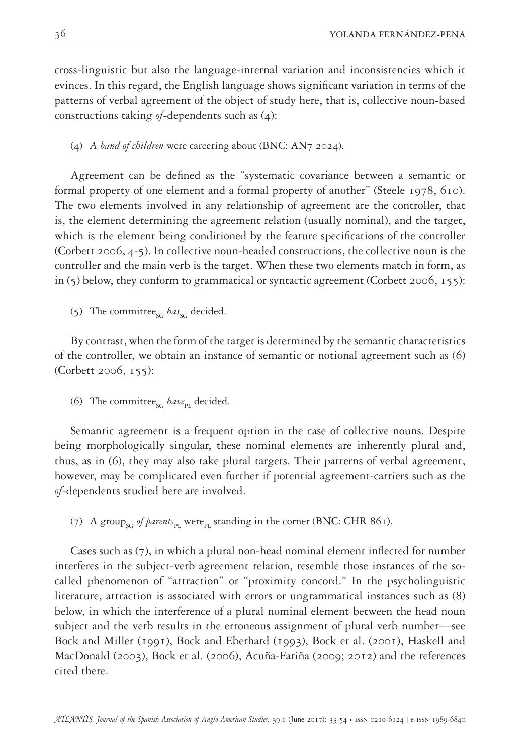cross-linguistic but also the language-internal variation and inconsistencies which it evinces. In this regard, the English language shows significant variation in terms of the patterns of verbal agreement of the object of study here, that is, collective noun-based constructions taking *of*-dependents such as (4):

(4) *A band of children* were careering about (BNC: AN7 2024).

Agreement can be defined as the "systematic covariance between a semantic or formal property of one element and a formal property of another" (Steele 1978, 610). The two elements involved in any relationship of agreement are the controller, that is, the element determining the agreement relation (usually nominal), and the target, which is the element being conditioned by the feature specifications of the controller (Corbett 2006, 4-5). In collective noun-headed constructions, the collective noun is the controller and the main verb is the target. When these two elements match in form, as in (5) below, they conform to grammatical or syntactic agreement (Corbett 2006, 155):

(5) The committee$_{SG}$ *has*$_{SG}$ decided.

By contrast, when the form of the target is determined by the semantic characteristics of the controller, we obtain an instance of semantic or notional agreement such as (6) (Corbett 2006, 155):

(6) The committee$_{SG}$ *have*$_{PL}$ decided.

Semantic agreement is a frequent option in the case of collective nouns. Despite being morphologically singular, these nominal elements are inherently plural and, thus, as in (6), they may also take plural targets. Their patterns of verbal agreement, however, may be complicated even further if potential agreement-carriers such as the *of*-dependents studied here are involved.

(7) A group$_{SG}$ *of parents*$_{PL}$ were$_{PL}$ standing in the corner (BNC: CHR 861).

Cases such as (7), in which a plural non-head nominal element inflected for number interferes in the subject-verb agreement relation, resemble those instances of the so-called phenomenon of "attraction" or "proximity concord." In the psycholinguistic literature, attraction is associated with errors or ungrammatical instances such as (8) below, in which the interference of a plural nominal element between the head noun subject and the verb results in the erroneous assignment of plural verb number—see Bock and Miller (1991), Bock and Eberhard (1993), Bock et al. (2001), Haskell and MacDonald (2003), Bock et al. (2006), Acuña-Fariña (2009; 2012) and the references cited there.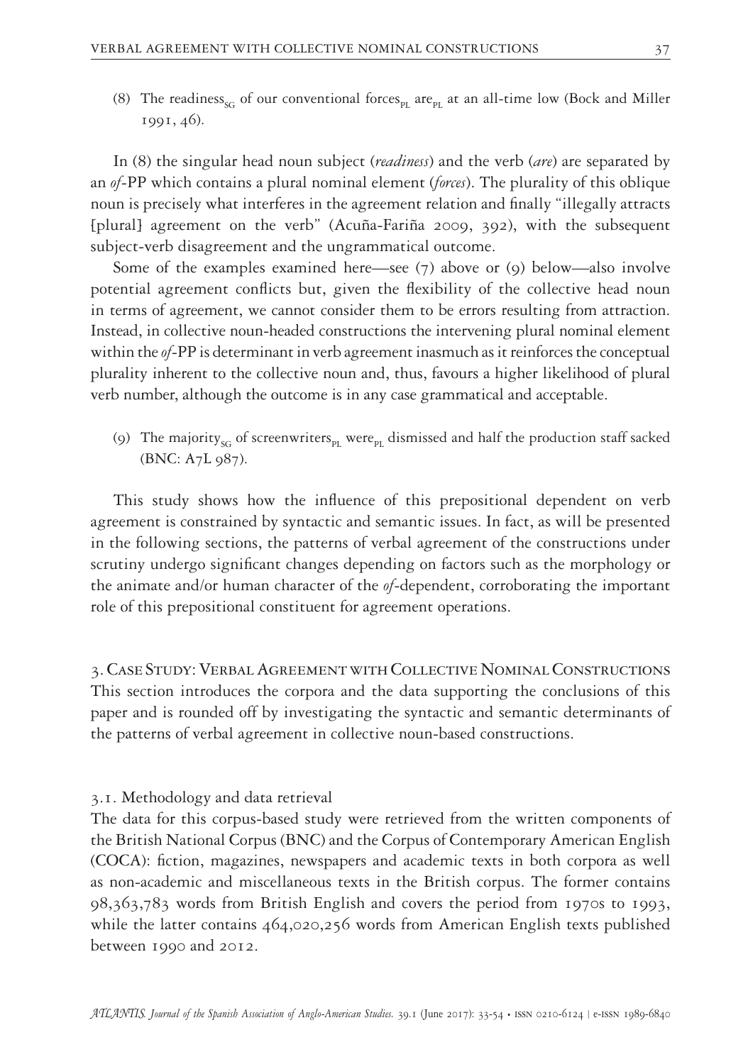(8) The readiness$_{SG}$ of our conventional forces$_{PL}$ are$_{PL}$ at an all-time low (Bock and Miller 1991, 46).

In (8) the singular head noun subject (*readiness*) and the verb (*are*) are separated by an *of*-PP which contains a plural nominal element (*forces*). The plurality of this oblique noun is precisely what interferes in the agreement relation and finally "illegally attracts [plural] agreement on the verb" (Acuña-Fariña 2009, 392), with the subsequent subject-verb disagreement and the ungrammatical outcome.

Some of the examples examined here—see (7) above or (9) below—also involve potential agreement conflicts but, given the flexibility of the collective head noun in terms of agreement, we cannot consider them to be errors resulting from attraction. Instead, in collective noun-headed constructions the intervening plural nominal element within the *of*-PP is determinant in verb agreement inasmuch as it reinforces the conceptual plurality inherent to the collective noun and, thus, favours a higher likelihood of plural verb number, although the outcome is in any case grammatical and acceptable.

(9) The majority$_{SG}$ of screenwriters$_{PL}$ were$_{PL}$ dismissed and half the production staff sacked (BNC: A7L 987).

This study shows how the influence of this prepositional dependent on verb agreement is constrained by syntactic and semantic issues. In fact, as will be presented in the following sections, the patterns of verbal agreement of the constructions under scrutiny undergo significant changes depending on factors such as the morphology or the animate and/or human character of the *of*-dependent, corroborating the important role of this prepositional constituent for agreement operations.

## 3. Case Study: Verbal Agreement with Collective Nominal Constructions

This section introduces the corpora and the data supporting the conclusions of this paper and is rounded off by investigating the syntactic and semantic determinants of the patterns of verbal agreement in collective noun-based constructions.

### 3.1. Methodology and data retrieval

The data for this corpus-based study were retrieved from the written components of the British National Corpus (BNC) and the Corpus of Contemporary American English (COCA): fiction, magazines, newspapers and academic texts in both corpora as well as non-academic and miscellaneous texts in the British corpus. The former contains 98,363,783 words from British English and covers the period from 1970s to 1993, while the latter contains 464,020,256 words from American English texts published between 1990 and 2012.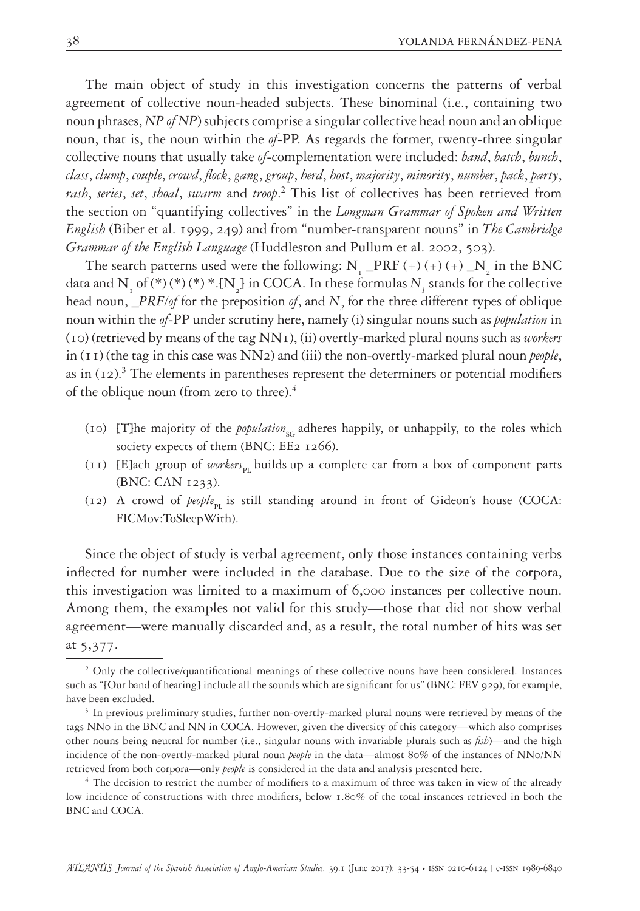The main object of study in this investigation concerns the patterns of verbal agreement of collective noun-headed subjects. These binominal (i.e., containing two noun phrases, *NP of NP*) subjects comprise a singular collective head noun and an oblique noun, that is, the noun within the *of*-PP. As regards the former, twenty-three singular collective nouns that usually take *of*-complementation were included: *band*, *batch*, *bunch*, *class*, *clump*, *couple*, *crowd*, *flock*, *gang*, *group*, *herd*, *host*, *majority*, *minority*, *number*, *pack*, *party*, *rash*, *series*, *set*, *shoal*, *swarm* and *troop*.[2] This list of collectives has been retrieved from the section on "quantifying collectives" in the *Longman Grammar of Spoken and Written English* (Biber et al. 1999, 249) and from "number-transparent nouns" in *The Cambridge Grammar of the English Language* (Huddleston and Pullum et al. 2002, 503).

The search patterns used were the following: $N_1$ _PRF (+) (+) (+) _$N_2$ in the BNC data and $N_1$ of (*) (*) (*) *.[$N_2$] in COCA. In these formulas $N_1$ stands for the collective head noun, *_PRF/of* for the preposition *of*, and $N_2$ for the three different types of oblique noun within the *of*-PP under scrutiny here, namely (i) singular nouns such as *population* in (10) (retrieved by means of the tag NN1), (ii) overtly-marked plural nouns such as *workers* in (11) (the tag in this case was NN2) and (iii) the non-overtly-marked plural noun *people*, as in (12).[3] The elements in parentheses represent the determiners or potential modifiers of the oblique noun (from zero to three).[4]

(10) [T]he majority of the *population*$_{SG}$ adheres happily, or unhappily, to the roles which society expects of them (BNC: EE2 1266).

(11) [E]ach group of *workers*$_{PL}$ builds up a complete car from a box of component parts (BNC: CAN 1233).

(12) A crowd of *people*$_{PL}$ is still standing around in front of Gideon's house (COCA: FICMov:ToSleepWith).

Since the object of study is verbal agreement, only those instances containing verbs inflected for number were included in the database. Due to the size of the corpora, this investigation was limited to a maximum of 6,000 instances per collective noun. Among them, the examples not valid for this study—those that did not show verbal agreement—were manually discarded and, as a result, the total number of hits was set at 5,377.

---

[2] Only the collective/quantificational meanings of these collective nouns have been considered. Instances such as "[Our band of hearing] include all the sounds which are significant for us" (BNC: FEV 929), for example, have been excluded.

[3] In previous preliminary studies, further non-overtly-marked plural nouns were retrieved by means of the tags NN0 in the BNC and NN in COCA. However, given the diversity of this category—which also comprises other nouns being neutral for number (i.e., singular nouns with invariable plurals such as *fish*)—and the high incidence of the non-overtly-marked plural noun *people* in the data—almost 80% of the instances of NN0/NN retrieved from both corpora—only *people* is considered in the data and analysis presented here.

[4] The decision to restrict the number of modifiers to a maximum of three was taken in view of the already low incidence of constructions with three modifiers, below 1.80% of the total instances retrieved in both the BNC and COCA.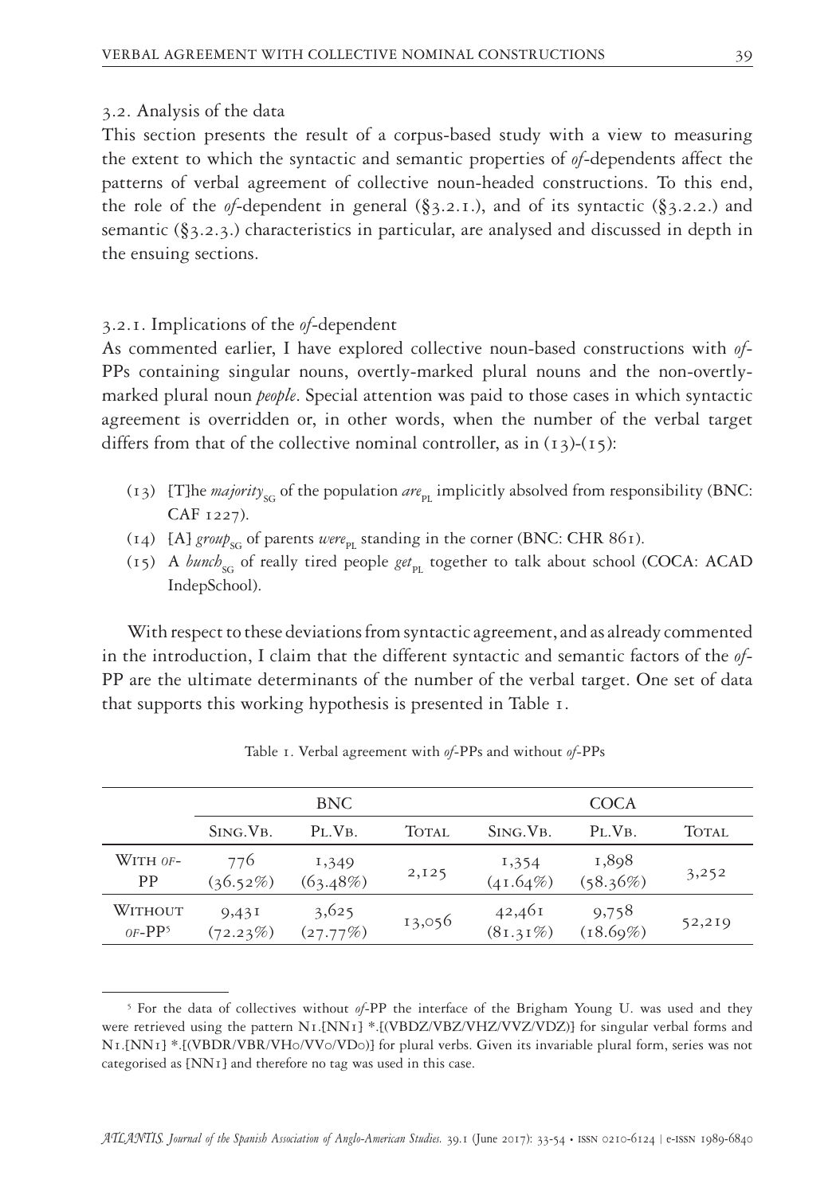### 3.2. Analysis of the data

This section presents the result of a corpus-based study with a view to measuring the extent to which the syntactic and semantic properties of *of*-dependents affect the patterns of verbal agreement of collective noun-headed constructions. To this end, the role of the *of*-dependent in general (§3.2.1.), and of its syntactic (§3.2.2.) and semantic (§3.2.3.) characteristics in particular, are analysed and discussed in depth in the ensuing sections.

#### 3.2.1. Implications of the *of*-dependent

As commented earlier, I have explored collective noun-based constructions with *of*-PPs containing singular nouns, overtly-marked plural nouns and the non-overtly-marked plural noun *people*. Special attention was paid to those cases in which syntactic agreement is overridden or, in other words, when the number of the verbal target differs from that of the collective nominal controller, as in (13)-(15):

(13) [T]he *majority*$_{SG}$ of the population *are*$_{PL}$ implicitly absolved from responsibility (BNC: CAF 1227).

(14) [A] *group*$_{SG}$ of parents *were*$_{PL}$ standing in the corner (BNC: CHR 861).

(15) A *bunch*$_{SG}$ of really tired people *get*$_{PL}$ together to talk about school (COCA: ACAD IndepSchool).

With respect to these deviations from syntactic agreement, and as already commented in the introduction, I claim that the different syntactic and semantic factors of the *of*-PP are the ultimate determinants of the number of the verbal target. One set of data that supports this working hypothesis is presented in Table 1.

Table 1. Verbal agreement with *of*-PPs and without *of*-PPs

| | BNC | | | COCA | | |
|---|---|---|---|---|---|---|
| | Sing.Vb. | Pl.Vb. | Total | Sing.Vb. | Pl.Vb. | Total |
| With *of*-PP | 776 (36.52%) | 1,349 (63.48%) | 2,125 | 1,354 (41.64%) | 1,898 (58.36%) | 3,252 |
| Without *of*-PP[5] | 9,431 (72.23%) | 3,625 (27.77%) | 13,056 | 42,461 (81.31%) | 9,758 (18.69%) | 52,219 |

[5] For the data of collectives without *of*-PP the interface of the Brigham Young U. was used and they were retrieved using the pattern N1.[NN1] *.[(VBDZ/VBZ/VHZ/VVZ/VDZ)] for singular verbal forms and N1.[NN1] *.[(VBDR/VBR/VH0/VV0/VD0)] for plural verbs. Given its invariable plural form, series was not categorised as [NN1] and therefore no tag was used in this case.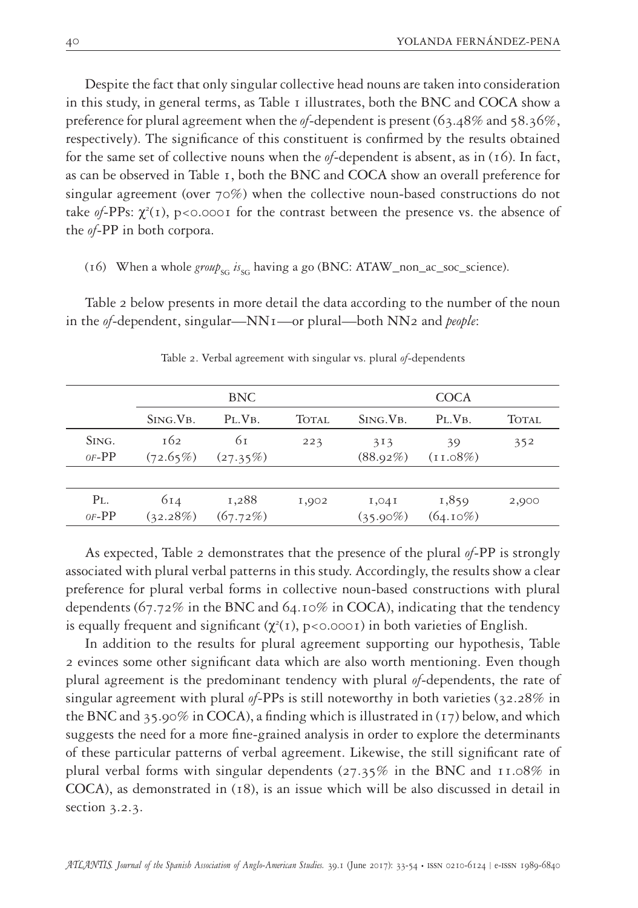Despite the fact that only singular collective head nouns are taken into consideration in this study, in general terms, as Table 1 illustrates, both the BNC and COCA show a preference for plural agreement when the *of*-dependent is present (63.48% and 58.36%, respectively). The significance of this constituent is confirmed by the results obtained for the same set of collective nouns when the *of*-dependent is absent, as in (16). In fact, as can be observed in Table 1, both the BNC and COCA show an overall preference for singular agreement (over 70%) when the collective noun-based constructions do not take *of*-PPs: $\chi^2(1)$, $p<0.0001$ for the contrast between the presence vs. the absence of the *of*-PP in both corpora.

(16) When a whole *group*$_{SG}$ *is*$_{SG}$ having a go (BNC: ATAW_non_ac_soc_science).

Table 2 below presents in more detail the data according to the number of the noun in the *of*-dependent, singular—NN1—or plural—both NN2 and *people*:

Table 2. Verbal agreement with singular vs. plural *of*-dependents

| | BNC | | | COCA | | |
|---|---|---|---|---|---|---|
| | Sing.Vb. | Pl.Vb. | Total | Sing.Vb. | Pl.Vb. | Total |
| Sing. of-PP | 162 (72.65%) | 61 (27.35%) | 223 | 313 (88.92%) | 39 (11.08%) | 352 |
| Pl. of-PP | 614 (32.28%) | 1,288 (67.72%) | 1,902 | 1,041 (35.90%) | 1,859 (64.10%) | 2,900 |

As expected, Table 2 demonstrates that the presence of the plural *of*-PP is strongly associated with plural verbal patterns in this study. Accordingly, the results show a clear preference for plural verbal forms in collective noun-based constructions with plural dependents (67.72% in the BNC and 64.10% in COCA), indicating that the tendency is equally frequent and significant ($\chi^2(1)$, $p<0.0001$) in both varieties of English.

In addition to the results for plural agreement supporting our hypothesis, Table 2 evinces some other significant data which are also worth mentioning. Even though plural agreement is the predominant tendency with plural *of*-dependents, the rate of singular agreement with plural *of*-PPs is still noteworthy in both varieties (32.28% in the BNC and 35.90% in COCA), a finding which is illustrated in (17) below, and which suggests the need for a more fine-grained analysis in order to explore the determinants of these particular patterns of verbal agreement. Likewise, the still significant rate of plural verbal forms with singular dependents (27.35% in the BNC and 11.08% in COCA), as demonstrated in (18), is an issue which will be also discussed in detail in section 3.2.3.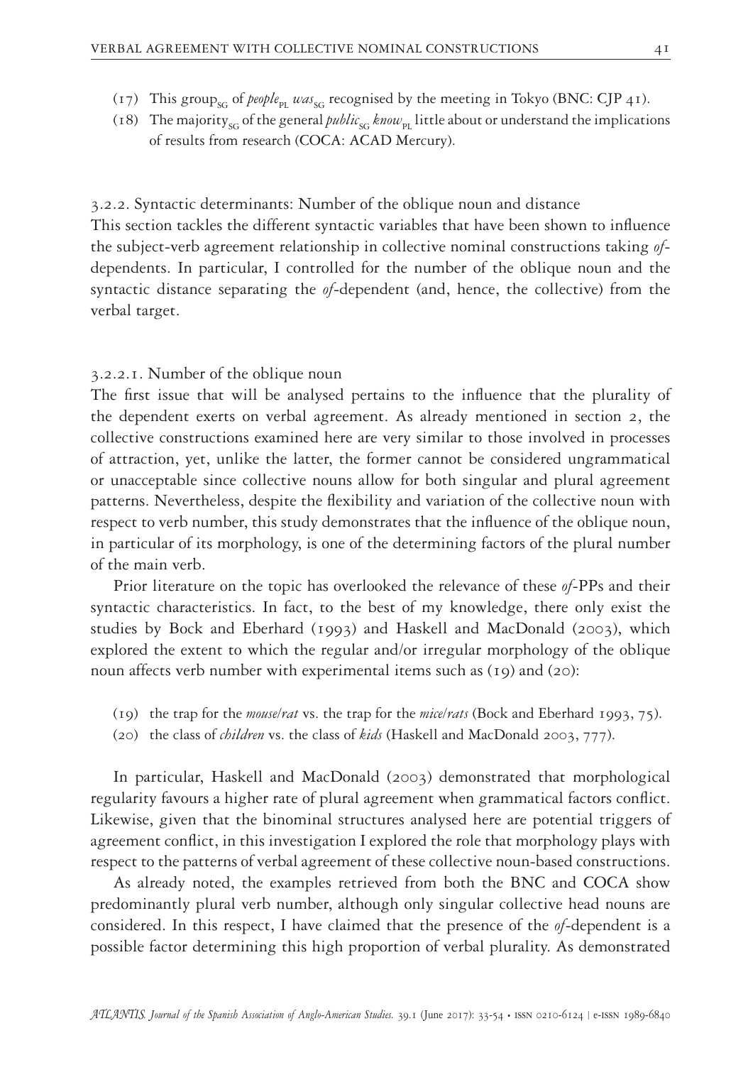(17) This group$_{SG}$ of *people*$_{PL}$ *was*$_{SG}$ recognised by the meeting in Tokyo (BNC: CJP 41).

(18) The majority$_{SG}$ of the general *public*$_{SG}$ *know*$_{PL}$ little about or understand the implications of results from research (COCA: ACAD Mercury).

### 3.2.2. Syntactic determinants: Number of the oblique noun and distance

This section tackles the different syntactic variables that have been shown to influence the subject-verb agreement relationship in collective nominal constructions taking *of*-dependents. In particular, I controlled for the number of the oblique noun and the syntactic distance separating the *of*-dependent (and, hence, the collective) from the verbal target.

#### 3.2.2.1. Number of the oblique noun

The first issue that will be analysed pertains to the influence that the plurality of the dependent exerts on verbal agreement. As already mentioned in section 2, the collective constructions examined here are very similar to those involved in processes of attraction, yet, unlike the latter, the former cannot be considered ungrammatical or unacceptable since collective nouns allow for both singular and plural agreement patterns. Nevertheless, despite the flexibility and variation of the collective noun with respect to verb number, this study demonstrates that the influence of the oblique noun, in particular of its morphology, is one of the determining factors of the plural number of the main verb.

Prior literature on the topic has overlooked the relevance of these *of*-PPs and their syntactic characteristics. In fact, to the best of my knowledge, there only exist the studies by Bock and Eberhard (1993) and Haskell and MacDonald (2003), which explored the extent to which the regular and/or irregular morphology of the oblique noun affects verb number with experimental items such as (19) and (20):

(19) the trap for the *mouse/rat* vs. the trap for the *mice/rats* (Bock and Eberhard 1993, 75).

(20) the class of *children* vs. the class of *kids* (Haskell and MacDonald 2003, 777).

In particular, Haskell and MacDonald (2003) demonstrated that morphological regularity favours a higher rate of plural agreement when grammatical factors conflict. Likewise, given that the binominal structures analysed here are potential triggers of agreement conflict, in this investigation I explored the role that morphology plays with respect to the patterns of verbal agreement of these collective noun-based constructions.

As already noted, the examples retrieved from both the BNC and COCA show predominantly plural verb number, although only singular collective head nouns are considered. In this respect, I have claimed that the presence of the *of*-dependent is a possible factor determining this high proportion of verbal plurality. As demonstrated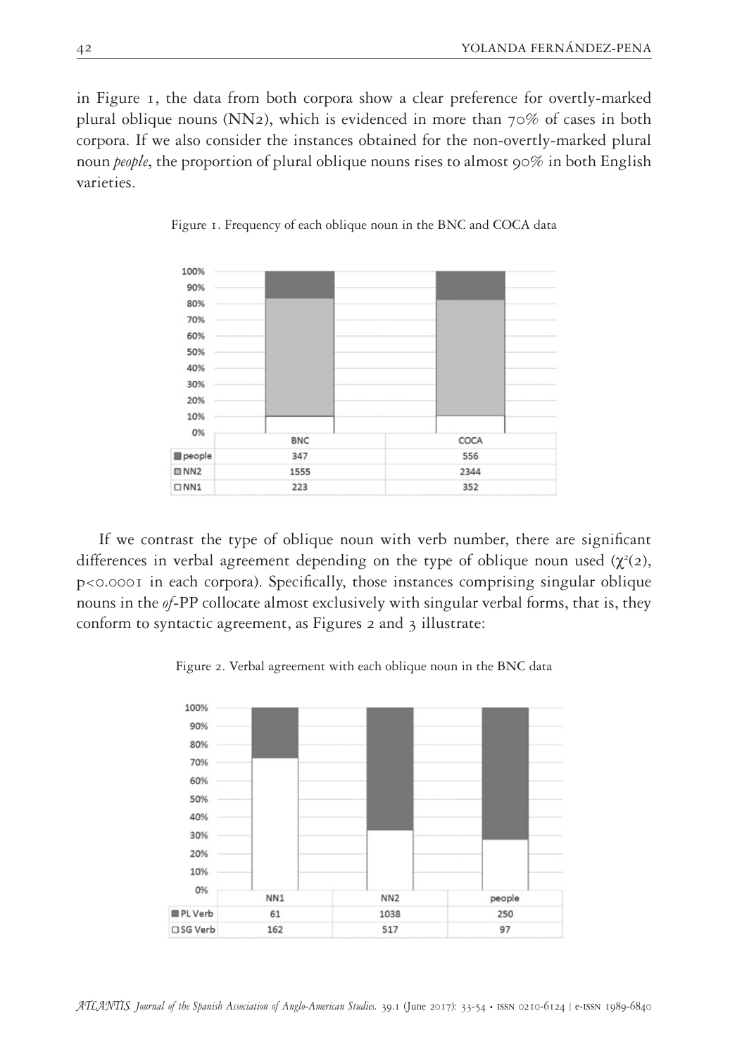in Figure 1, the data from both corpora show a clear preference for overtly-marked plural oblique nouns (NN2), which is evidenced in more than 70% of cases in both corpora. If we also consider the instances obtained for the non-overtly-marked plural noun *people*, the proportion of plural oblique nouns rises to almost 90% in both English varieties.

Figure 1. Frequency of each oblique noun in the BNC and COCA data

| | BNC | COCA |
|---|---|---|
| people | 347 | 556 |
| NN2 | 1555 | 2344 |
| NN1 | 223 | 352 |

If we contrast the type of oblique noun with verb number, there are significant differences in verbal agreement depending on the type of oblique noun used ($\chi^2(2)$, $p<0.0001$ in each corpora). Specifically, those instances comprising singular oblique nouns in the *of*-PP collocate almost exclusively with singular verbal forms, that is, they conform to syntactic agreement, as Figures 2 and 3 illustrate:

Figure 2. Verbal agreement with each oblique noun in the BNC data

| | NN1 | NN2 | people |
|---|---|---|---|
| PL Verb | 61 | 1038 | 250 |
| SG Verb | 162 | 517 | 97 |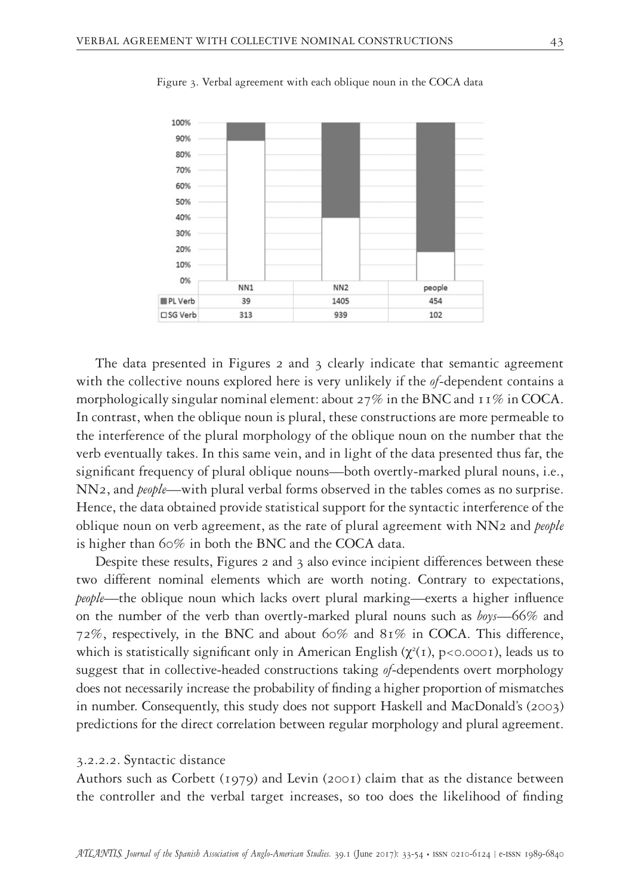Figure 3. Verbal agreement with each oblique noun in the COCA data

| | NN1 | NN2 | people |
|---|---|---|---|
| PL Verb | 39 | 1405 | 454 |
| SG Verb | 313 | 939 | 102 |

The data presented in Figures 2 and 3 clearly indicate that semantic agreement with the collective nouns explored here is very unlikely if the *of*-dependent contains a morphologically singular nominal element: about 27% in the BNC and 11% in COCA. In contrast, when the oblique noun is plural, these constructions are more permeable to the interference of the plural morphology of the oblique noun on the number that the verb eventually takes. In this same vein, and in light of the data presented thus far, the significant frequency of plural oblique nouns—both overtly-marked plural nouns, i.e., NN2, and *people*—with plural verbal forms observed in the tables comes as no surprise. Hence, the data obtained provide statistical support for the syntactic interference of the oblique noun on verb agreement, as the rate of plural agreement with NN2 and *people* is higher than 60% in both the BNC and the COCA data.

Despite these results, Figures 2 and 3 also evince incipient differences between these two different nominal elements which are worth noting. Contrary to expectations, *people*—the oblique noun which lacks overt plural marking—exerts a higher influence on the number of the verb than overtly-marked plural nouns such as *boys*—66% and 72%, respectively, in the BNC and about 60% and 81% in COCA. This difference, which is statistically significant only in American English ($\chi^2(1)$, $p<0.0001$), leads us to suggest that in collective-headed constructions taking *of*-dependents overt morphology does not necessarily increase the probability of finding a higher proportion of mismatches in number. Consequently, this study does not support Haskell and MacDonald's (2003) predictions for the direct correlation between regular morphology and plural agreement.

#### 3.2.2.2. Syntactic distance

Authors such as Corbett (1979) and Levin (2001) claim that as the distance between the controller and the verbal target increases, so too does the likelihood of finding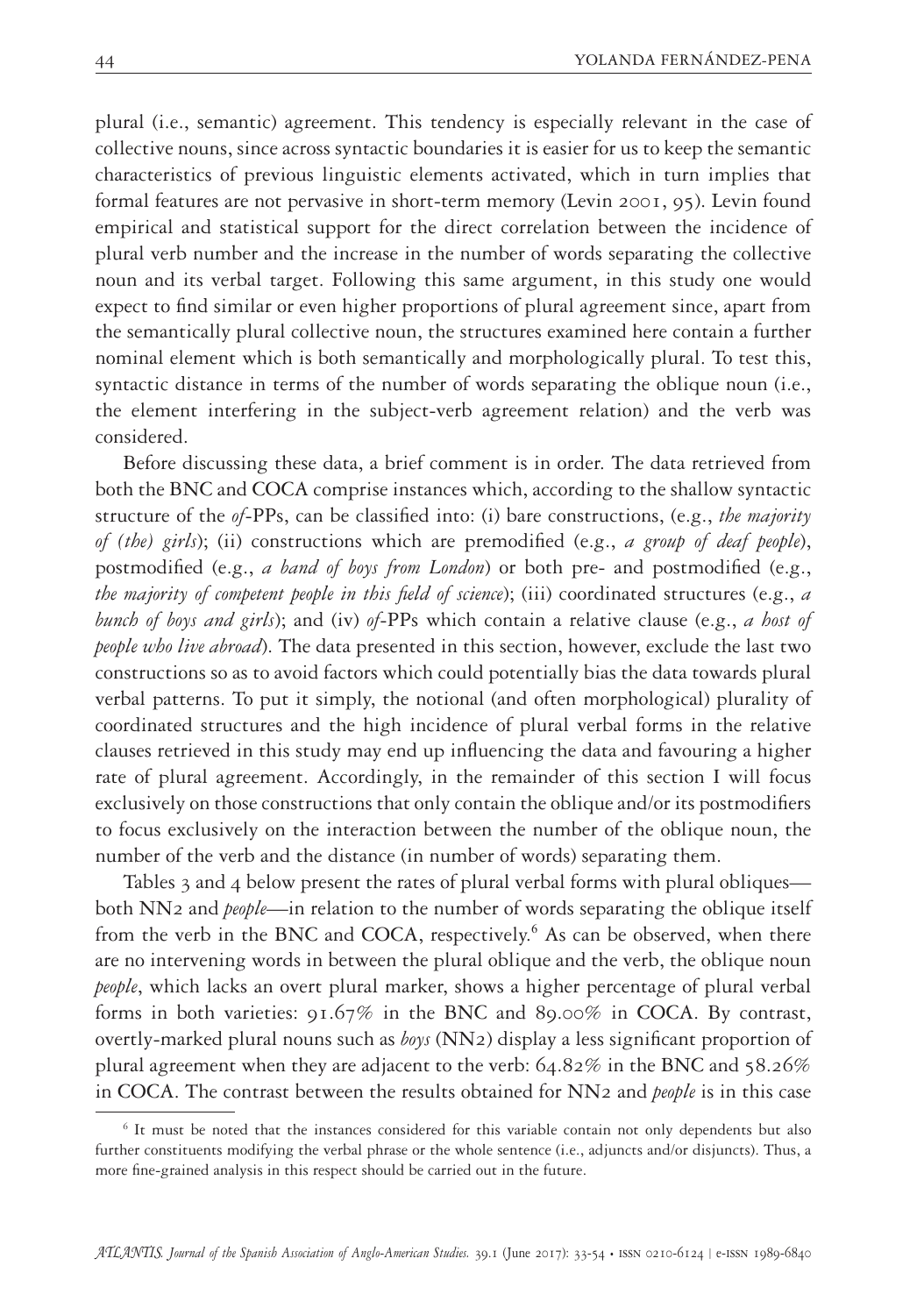plural (i.e., semantic) agreement. This tendency is especially relevant in the case of collective nouns, since across syntactic boundaries it is easier for us to keep the semantic characteristics of previous linguistic elements activated, which in turn implies that formal features are not pervasive in short-term memory (Levin 2001, 95). Levin found empirical and statistical support for the direct correlation between the incidence of plural verb number and the increase in the number of words separating the collective noun and its verbal target. Following this same argument, in this study one would expect to find similar or even higher proportions of plural agreement since, apart from the semantically plural collective noun, the structures examined here contain a further nominal element which is both semantically and morphologically plural. To test this, syntactic distance in terms of the number of words separating the oblique noun (i.e., the element interfering in the subject-verb agreement relation) and the verb was considered.

Before discussing these data, a brief comment is in order. The data retrieved from both the BNC and COCA comprise instances which, according to the shallow syntactic structure of the *of*-PPs, can be classified into: (i) bare constructions, (e.g., *the majority of (the) girls*); (ii) constructions which are premodified (e.g., *a group of deaf people*), postmodified (e.g., *a band of boys from London*) or both pre- and postmodified (e.g., *the majority of competent people in this field of science*); (iii) coordinated structures (e.g., *a bunch of boys and girls*); and (iv) *of*-PPs which contain a relative clause (e.g., *a host of people who live abroad*). The data presented in this section, however, exclude the last two constructions so as to avoid factors which could potentially bias the data towards plural verbal patterns. To put it simply, the notional (and often morphological) plurality of coordinated structures and the high incidence of plural verbal forms in the relative clauses retrieved in this study may end up influencing the data and favouring a higher rate of plural agreement. Accordingly, in the remainder of this section I will focus exclusively on those constructions that only contain the oblique and/or its postmodifiers to focus exclusively on the interaction between the number of the oblique noun, the number of the verb and the distance (in number of words) separating them.

Tables 3 and 4 below present the rates of plural verbal forms with plural obliques—both NN2 and *people*—in relation to the number of words separating the oblique itself from the verb in the BNC and COCA, respectively.[6] As can be observed, when there are no intervening words in between the plural oblique and the verb, the oblique noun *people*, which lacks an overt plural marker, shows a higher percentage of plural verbal forms in both varieties: 91.67% in the BNC and 89.00% in COCA. By contrast, overtly-marked plural nouns such as *boys* (NN2) display a less significant proportion of plural agreement when they are adjacent to the verb: 64.82% in the BNC and 58.26% in COCA. The contrast between the results obtained for NN2 and *people* is in this case

[6] It must be noted that the instances considered for this variable contain not only dependents but also further constituents modifying the verbal phrase or the whole sentence (i.e., adjuncts and/or disjuncts). Thus, a more fine-grained analysis in this respect should be carried out in the future.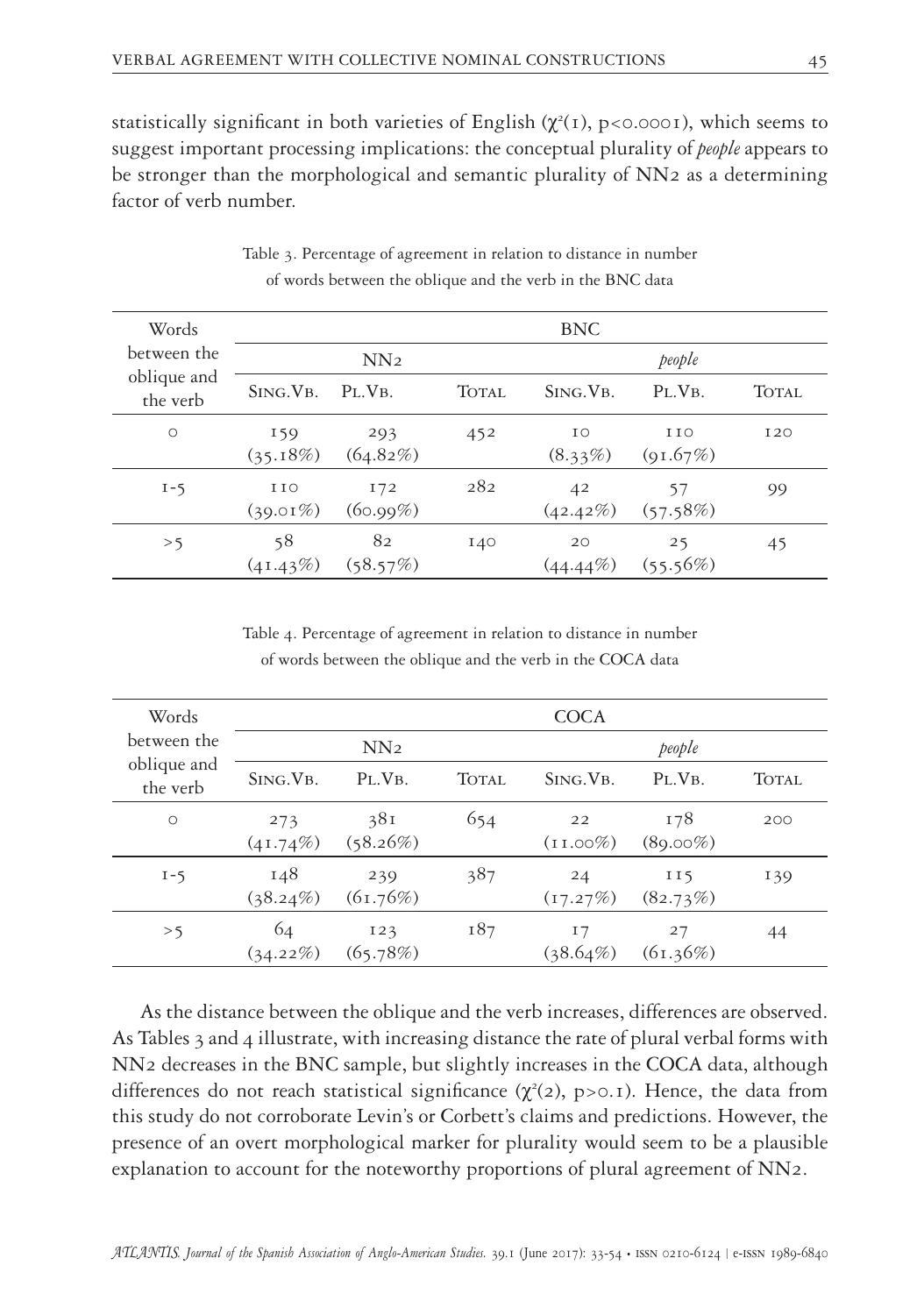statistically significant in both varieties of English ($\chi^2(1)$, $p<0.0001$), which seems to suggest important processing implications: the conceptual plurality of *people* appears to be stronger than the morphological and semantic plurality of NN2 as a determining factor of verb number.

Table 3. Percentage of agreement in relation to distance in number of words between the oblique and the verb in the BNC data

| Words between the oblique and the verb | BNC | | | | | |
|---|---|---|---|---|---|---|
| | NN2 | | | *people* | | |
| | Sing.Vb. | Pl.Vb. | Total | Sing.Vb. | Pl.Vb. | Total |
| 0 | 159 (35.18%) | 293 (64.82%) | 452 | 10 (8.33%) | 110 (91.67%) | 120 |
| 1-5 | 110 (39.01%) | 172 (60.99%) | 282 | 42 (42.42%) | 57 (57.58%) | 99 |
| >5 | 58 (41.43%) | 82 (58.57%) | 140 | 20 (44.44%) | 25 (55.56%) | 45 |

Table 4. Percentage of agreement in relation to distance in number of words between the oblique and the verb in the COCA data

| Words between the oblique and the verb | COCA | | | | | |
|---|---|---|---|---|---|---|
| | NN2 | | | *people* | | |
| | Sing.Vb. | Pl.Vb. | Total | Sing.Vb. | Pl.Vb. | Total |
| 0 | 273 (41.74%) | 381 (58.26%) | 654 | 22 (11.00%) | 178 (89.00%) | 200 |
| 1-5 | 148 (38.24%) | 239 (61.76%) | 387 | 24 (17.27%) | 115 (82.73%) | 139 |
| >5 | 64 (34.22%) | 123 (65.78%) | 187 | 17 (38.64%) | 27 (61.36%) | 44 |

As the distance between the oblique and the verb increases, differences are observed. As Tables 3 and 4 illustrate, with increasing distance the rate of plural verbal forms with NN2 decreases in the BNC sample, but slightly increases in the COCA data, although differences do not reach statistical significance ($\chi^2(2)$, $p>0.1$). Hence, the data from this study do not corroborate Levin's or Corbett's claims and predictions. However, the presence of an overt morphological marker for plurality would seem to be a plausible explanation to account for the noteworthy proportions of plural agreement of NN2.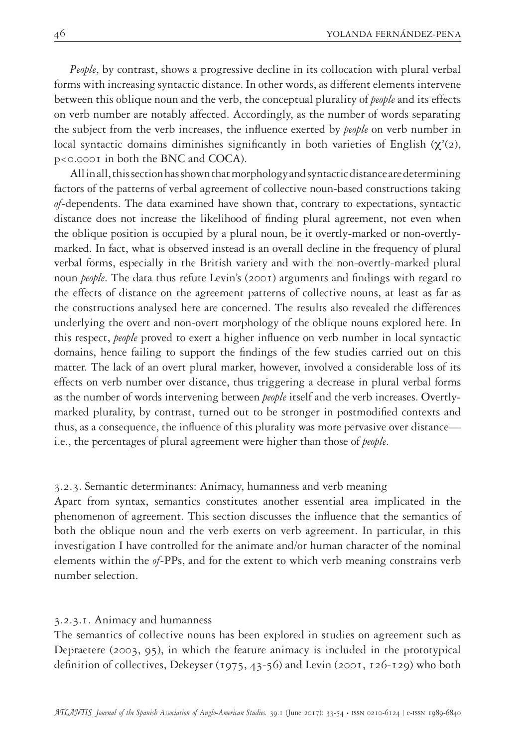*People*, by contrast, shows a progressive decline in its collocation with plural verbal forms with increasing syntactic distance. In other words, as different elements intervene between this oblique noun and the verb, the conceptual plurality of *people* and its effects on verb number are notably affected. Accordingly, as the number of words separating the subject from the verb increases, the influence exerted by *people* on verb number in local syntactic domains diminishes significantly in both varieties of English ($\chi^2(2)$, $p<0.0001$ in both the BNC and COCA).

All in all, this section has shown that morphology and syntactic distance are determining factors of the patterns of verbal agreement of collective noun-based constructions taking *of*-dependents. The data examined have shown that, contrary to expectations, syntactic distance does not increase the likelihood of finding plural agreement, not even when the oblique position is occupied by a plural noun, be it overtly-marked or non-overtly-marked. In fact, what is observed instead is an overall decline in the frequency of plural verbal forms, especially in the British variety and with the non-overtly-marked plural noun *people*. The data thus refute Levin's (2001) arguments and findings with regard to the effects of distance on the agreement patterns of collective nouns, at least as far as the constructions analysed here are concerned. The results also revealed the differences underlying the overt and non-overt morphology of the oblique nouns explored here. In this respect, *people* proved to exert a higher influence on verb number in local syntactic domains, hence failing to support the findings of the few studies carried out on this matter. The lack of an overt plural marker, however, involved a considerable loss of its effects on verb number over distance, thus triggering a decrease in plural verbal forms as the number of words intervening between *people* itself and the verb increases. Overtly-marked plurality, by contrast, turned out to be stronger in postmodified contexts and thus, as a consequence, the influence of this plurality was more pervasive over distance—i.e., the percentages of plural agreement were higher than those of *people*.

### 3.2.3. Semantic determinants: Animacy, humanness and verb meaning

Apart from syntax, semantics constitutes another essential area implicated in the phenomenon of agreement. This section discusses the influence that the semantics of both the oblique noun and the verb exerts on verb agreement. In particular, in this investigation I have controlled for the animate and/or human character of the nominal elements within the *of*-PPs, and for the extent to which verb meaning constrains verb number selection.

#### 3.2.3.1. Animacy and humanness

The semantics of collective nouns has been explored in studies on agreement such as Depraetere (2003, 95), in which the feature animacy is included in the prototypical definition of collectives, Dekeyser (1975, 43-56) and Levin (2001, 126-129) who both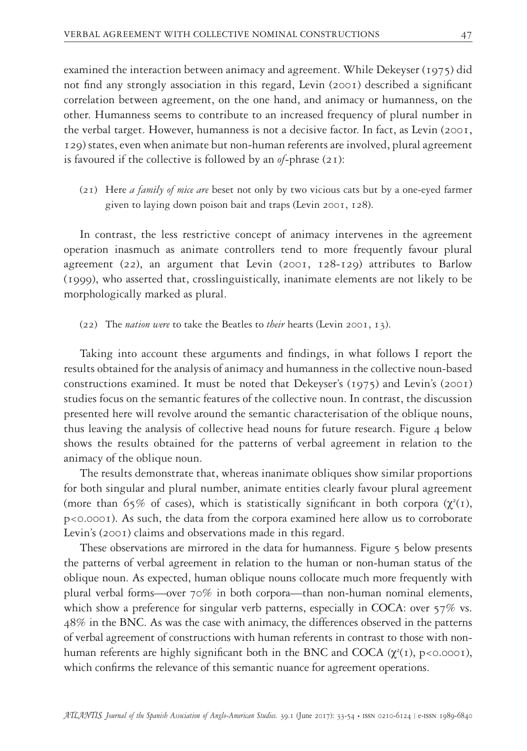examined the interaction between animacy and agreement. While Dekeyser (1975) did not find any strongly association in this regard, Levin (2001) described a significant correlation between agreement, on the one hand, and animacy or humanness, on the other. Humanness seems to contribute to an increased frequency of plural number in the verbal target. However, humanness is not a decisive factor. In fact, as Levin (2001, 129) states, even when animate but non-human referents are involved, plural agreement is favoured if the collective is followed by an *of*-phrase (21):

(21) Here *a family of mice are* beset not only by two vicious cats but by a one-eyed farmer given to laying down poison bait and traps (Levin 2001, 128).

In contrast, the less restrictive concept of animacy intervenes in the agreement operation inasmuch as animate controllers tend to more frequently favour plural agreement (22), an argument that Levin (2001, 128-129) attributes to Barlow (1999), who asserted that, crosslinguistically, inanimate elements are not likely to be morphologically marked as plural.

(22) The *nation were* to take the Beatles to *their* hearts (Levin 2001, 13).

Taking into account these arguments and findings, in what follows I report the results obtained for the analysis of animacy and humanness in the collective noun-based constructions examined. It must be noted that Dekeyser's (1975) and Levin's (2001) studies focus on the semantic features of the collective noun. In contrast, the discussion presented here will revolve around the semantic characterisation of the oblique nouns, thus leaving the analysis of collective head nouns for future research. Figure 4 below shows the results obtained for the patterns of verbal agreement in relation to the animacy of the oblique noun.

The results demonstrate that, whereas inanimate obliques show similar proportions for both singular and plural number, animate entities clearly favour plural agreement (more than 65% of cases), which is statistically significant in both corpora ($\chi^2(1)$, $p<0.0001$). As such, the data from the corpora examined here allow us to corroborate Levin's (2001) claims and observations made in this regard.

These observations are mirrored in the data for humanness. Figure 5 below presents the patterns of verbal agreement in relation to the human or non-human status of the oblique noun. As expected, human oblique nouns collocate much more frequently with plural verbal forms—over 70% in both corpora—than non-human nominal elements, which show a preference for singular verb patterns, especially in COCA: over 57% vs. 48% in the BNC. As was the case with animacy, the differences observed in the patterns of verbal agreement of constructions with human referents in contrast to those with non-human referents are highly significant both in the BNC and COCA ($\chi^2(1)$, $p<0.0001$), which confirms the relevance of this semantic nuance for agreement operations.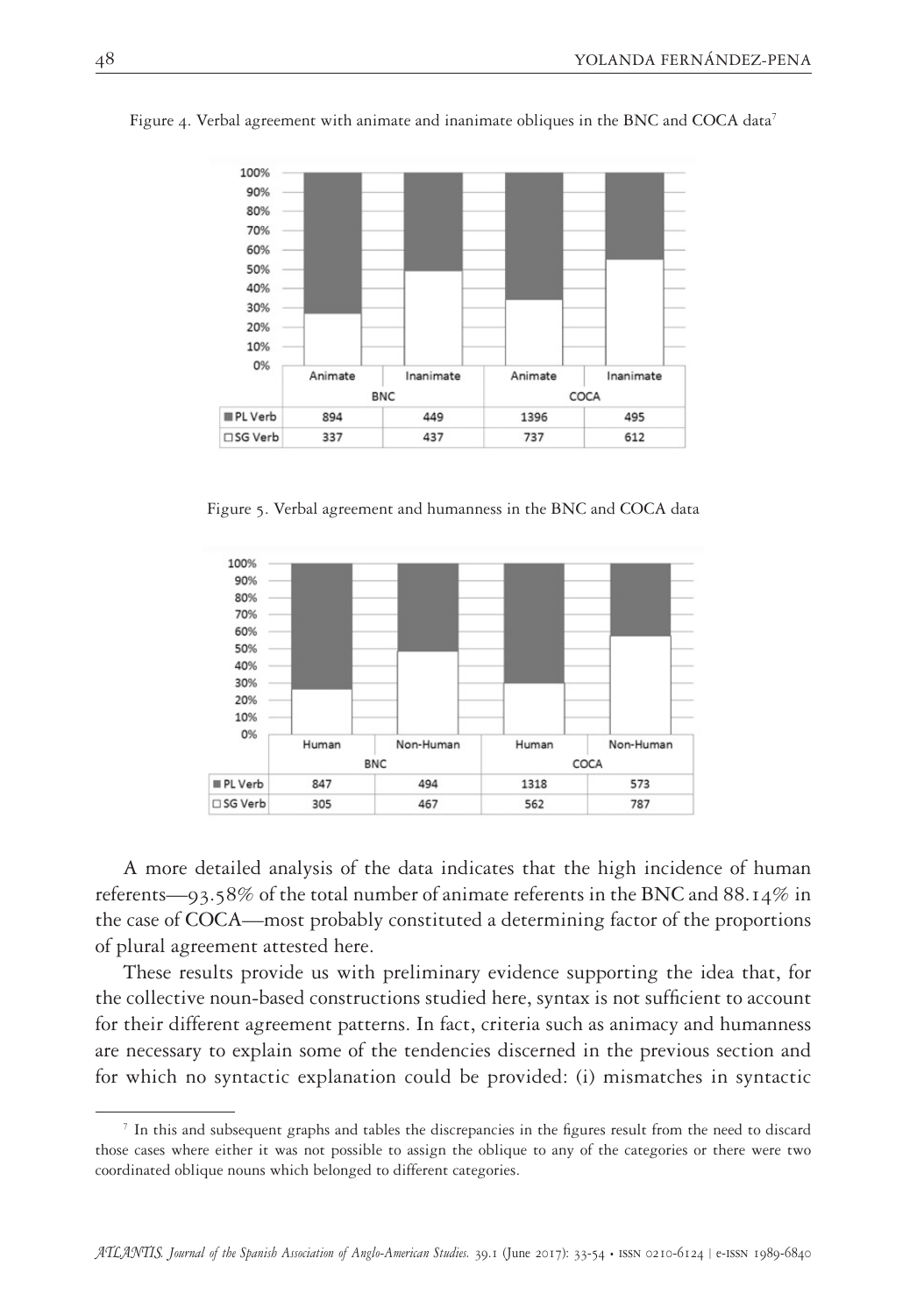Figure 4. Verbal agreement with animate and inanimate obliques in the BNC and COCA data[7]

| | BNC | | COCA | |
|---|---|---|---|---|
| | Animate | Inanimate | Animate | Inanimate |
| PL Verb | 894 | 449 | 1396 | 495 |
| SG Verb | 337 | 437 | 737 | 612 |

Figure 5. Verbal agreement and humanness in the BNC and COCA data

| | BNC | | COCA | |
|---|---|---|---|---|
| | Human | Non-Human | Human | Non-Human |
| PL Verb | 847 | 494 | 1318 | 573 |
| SG Verb | 305 | 467 | 562 | 787 |

A more detailed analysis of the data indicates that the high incidence of human referents—93.58% of the total number of animate referents in the BNC and 88.14% in the case of COCA—most probably constituted a determining factor of the proportions of plural agreement attested here.

These results provide us with preliminary evidence supporting the idea that, for the collective noun-based constructions studied here, syntax is not sufficient to account for their different agreement patterns. In fact, criteria such as animacy and humanness are necessary to explain some of the tendencies discerned in the previous section and for which no syntactic explanation could be provided: (i) mismatches in syntactic

[7] In this and subsequent graphs and tables the discrepancies in the figures result from the need to discard those cases where either it was not possible to assign the oblique to any of the categories or there were two coordinated oblique nouns which belonged to different categories.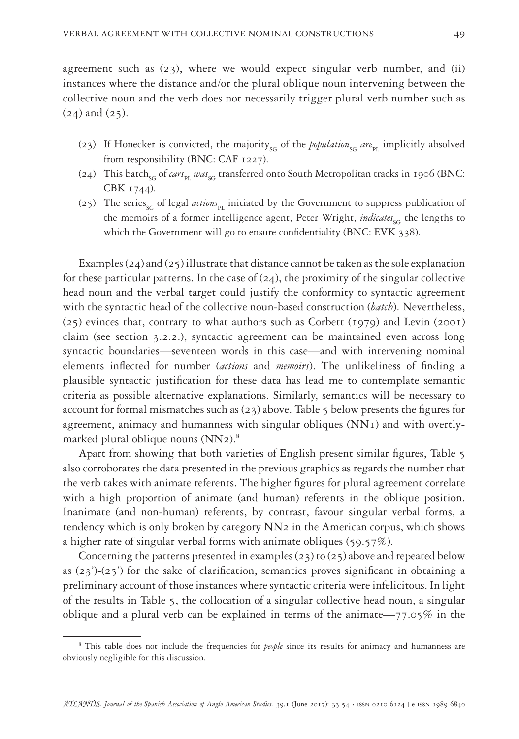agreement such as (23), where we would expect singular verb number, and (ii) instances where the distance and/or the plural oblique noun intervening between the collective noun and the verb does not necessarily trigger plural verb number such as (24) and (25).

(23) If Honecker is convicted, the majority$_{SG}$ of the *population*$_{SG}$ *are*$_{PL}$ implicitly absolved from responsibility (BNC: CAF 1227).

(24) This batch$_{SG}$ of *cars*$_{PL}$ *was*$_{SG}$ transferred onto South Metropolitan tracks in 1906 (BNC: CBK 1744).

(25) The series$_{SG}$ of legal *actions*$_{PL}$ initiated by the Government to suppress publication of the memoirs of a former intelligence agent, Peter Wright, *indicates*$_{SG}$ the lengths to which the Government will go to ensure confidentiality (BNC: EVK 338).

Examples (24) and (25) illustrate that distance cannot be taken as the sole explanation for these particular patterns. In the case of (24), the proximity of the singular collective head noun and the verbal target could justify the conformity to syntactic agreement with the syntactic head of the collective noun-based construction (*batch*). Nevertheless, (25) evinces that, contrary to what authors such as Corbett (1979) and Levin (2001) claim (see section 3.2.2.), syntactic agreement can be maintained even across long syntactic boundaries—seventeen words in this case—and with intervening nominal elements inflected for number (*actions* and *memoirs*). The unlikeliness of finding a plausible syntactic justification for these data has lead me to contemplate semantic criteria as possible alternative explanations. Similarly, semantics will be necessary to account for formal mismatches such as (23) above. Table 5 below presents the figures for agreement, animacy and humanness with singular obliques (NN1) and with overtly-marked plural oblique nouns (NN2).[8]

Apart from showing that both varieties of English present similar figures, Table 5 also corroborates the data presented in the previous graphics as regards the number that the verb takes with animate referents. The higher figures for plural agreement correlate with a high proportion of animate (and human) referents in the oblique position. Inanimate (and non-human) referents, by contrast, favour singular verbal forms, a tendency which is only broken by category NN2 in the American corpus, which shows a higher rate of singular verbal forms with animate obliques (59.57%).

Concerning the patterns presented in examples (23) to (25) above and repeated below as (23')-(25') for the sake of clarification, semantics proves significant in obtaining a preliminary account of those instances where syntactic criteria were infelicitous. In light of the results in Table 5, the collocation of a singular collective head noun, a singular oblique and a plural verb can be explained in terms of the animate—77.05% in the

[8] This table does not include the frequencies for *people* since its results for animacy and humanness are obviously negligible for this discussion.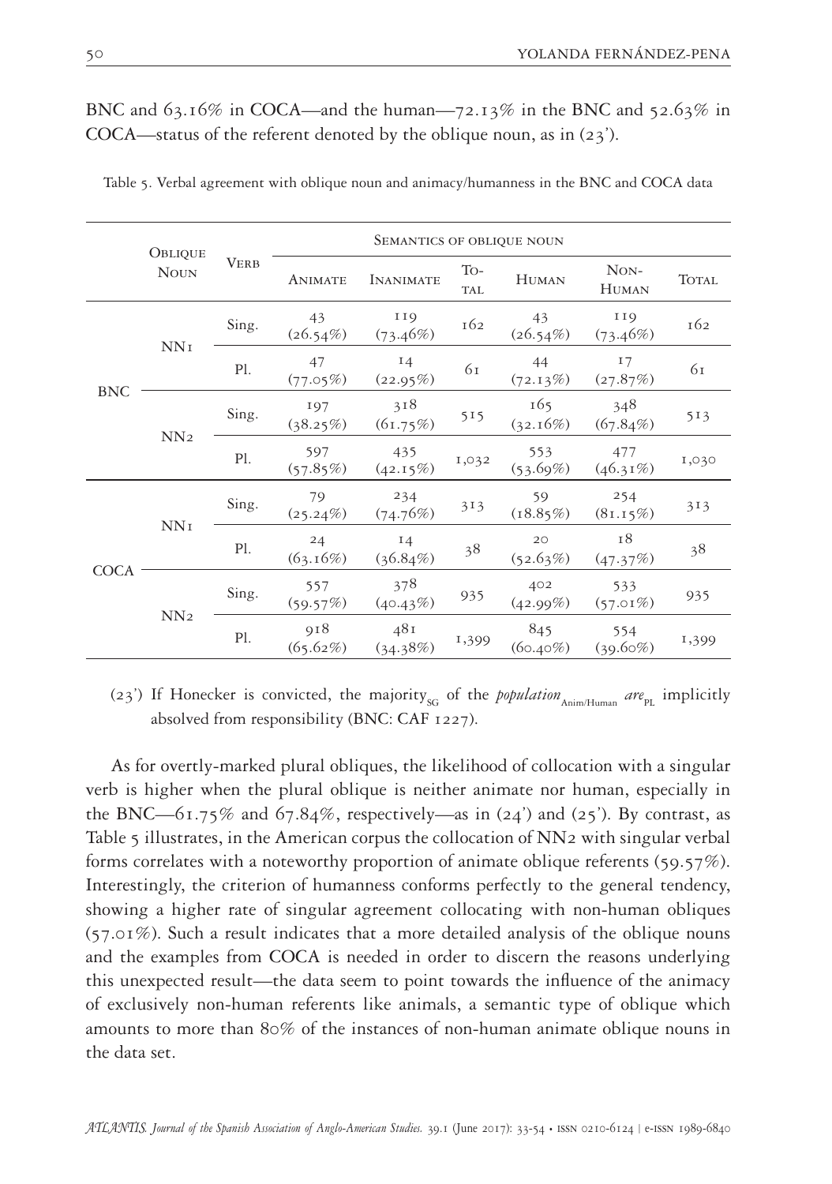BNC and 63.16% in COCA—and the human—72.13% in the BNC and 52.63% in COCA—status of the referent denoted by the oblique noun, as in (23').

Table 5. Verbal agreement with oblique noun and animacy/humanness in the BNC and COCA data

| | Oblique Noun | Verb | Semantics of oblique noun | | | | | |
|---|---|---|---|---|---|---|---|---|
| | | | Animate | Inanimate | Total | Human | Non-Human | Total |
| BNC | NN1 | Sing. | 43 (26.54%) | 119 (73.46%) | 162 | 43 (26.54%) | 119 (73.46%) | 162 |
| | | Pl. | 47 (77.05%) | 14 (22.95%) | 61 | 44 (72.13%) | 17 (27.87%) | 61 |
| | NN2 | Sing. | 197 (38.25%) | 318 (61.75%) | 515 | 165 (32.16%) | 348 (67.84%) | 513 |
| | | Pl. | 597 (57.85%) | 435 (42.15%) | 1,032 | 553 (53.69%) | 477 (46.31%) | 1,030 |
| COCA | NN1 | Sing. | 79 (25.24%) | 234 (74.76%) | 313 | 59 (18.85%) | 254 (81.15%) | 313 |
| | | Pl. | 24 (63.16%) | 14 (36.84%) | 38 | 20 (52.63%) | 18 (47.37%) | 38 |
| | NN2 | Sing. | 557 (59.57%) | 378 (40.43%) | 935 | 402 (42.99%) | 533 (57.01%) | 935 |
| | | Pl. | 918 (65.62%) | 481 (34.38%) | 1,399 | 845 (60.40%) | 554 (39.60%) | 1,399 |

(23') If Honecker is convicted, the majority$_{SG}$ of the *population*$_{Anim/Human}$ *are*$_{PL}$ implicitly absolved from responsibility (BNC: CAF 1227).

As for overtly-marked plural obliques, the likelihood of collocation with a singular verb is higher when the plural oblique is neither animate nor human, especially in the BNC—61.75% and 67.84%, respectively—as in (24') and (25'). By contrast, as Table 5 illustrates, in the American corpus the collocation of NN2 with singular verbal forms correlates with a noteworthy proportion of animate oblique referents (59.57%). Interestingly, the criterion of humanness conforms perfectly to the general tendency, showing a higher rate of singular agreement collocating with non-human obliques (57.01%). Such a result indicates that a more detailed analysis of the oblique nouns and the examples from COCA is needed in order to discern the reasons underlying this unexpected result—the data seem to point towards the influence of the animacy of exclusively non-human referents like animals, a semantic type of oblique which amounts to more than 80% of the instances of non-human animate oblique nouns in the data set.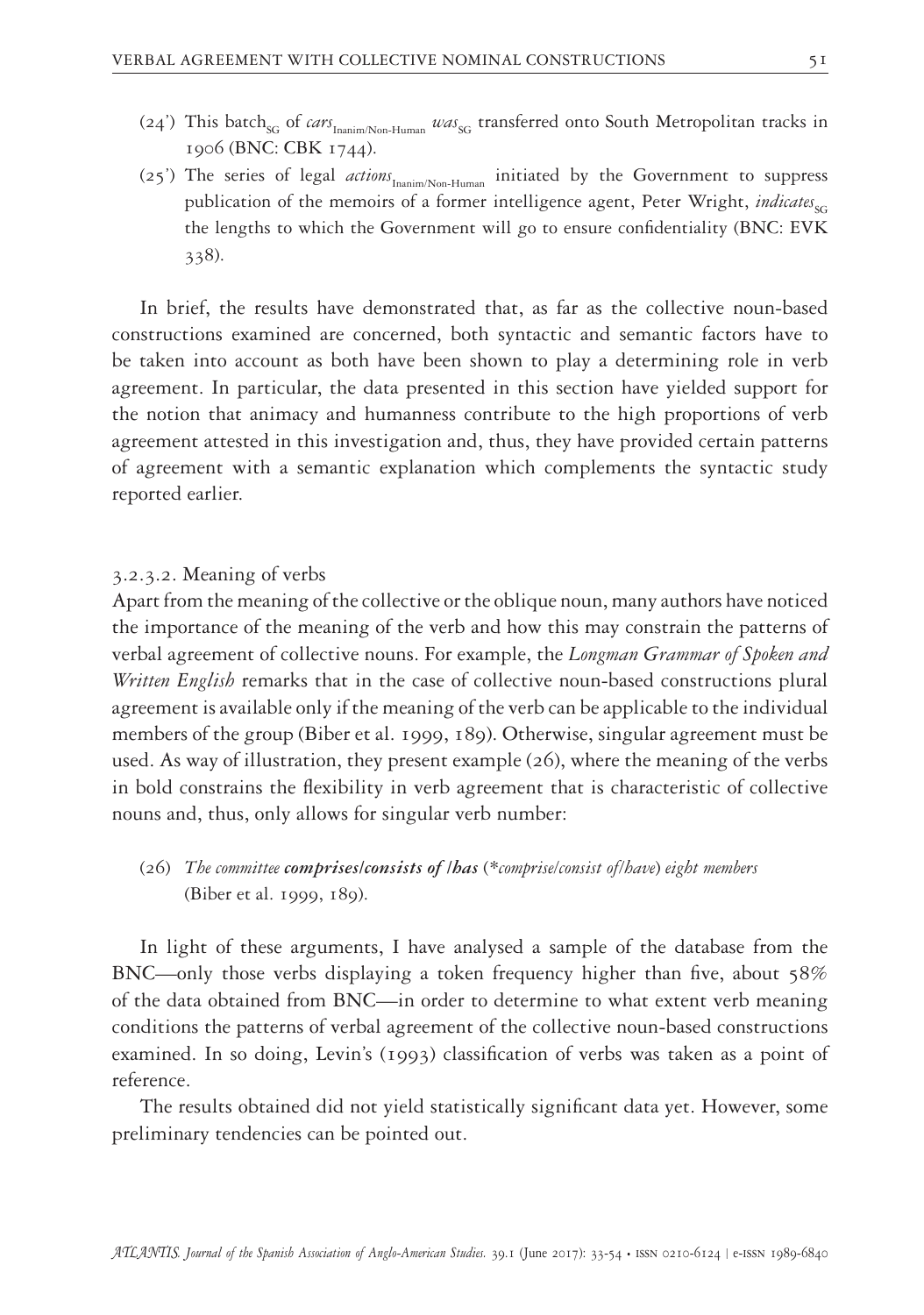(24') This batch$_{SG}$ of *cars*$_{Inanim/Non-Human}$ *was*$_{SG}$ transferred onto South Metropolitan tracks in 1906 (BNC: CBK 1744).

(25') The series of legal *actions*$_{Inanim/Non-Human}$ initiated by the Government to suppress publication of the memoirs of a former intelligence agent, Peter Wright, *indicates*$_{SG}$ the lengths to which the Government will go to ensure confidentiality (BNC: EVK 338).

In brief, the results have demonstrated that, as far as the collective noun-based constructions examined are concerned, both syntactic and semantic factors have to be taken into account as both have been shown to play a determining role in verb agreement. In particular, the data presented in this section have yielded support for the notion that animacy and humanness contribute to the high proportions of verb agreement attested in this investigation and, thus, they have provided certain patterns of agreement with a semantic explanation which complements the syntactic study reported earlier.

#### 3.2.3.2. Meaning of verbs

Apart from the meaning of the collective or the oblique noun, many authors have noticed the importance of the meaning of the verb and how this may constrain the patterns of verbal agreement of collective nouns. For example, the *Longman Grammar of Spoken and Written English* remarks that in the case of collective noun-based constructions plural agreement is available only if the meaning of the verb can be applicable to the individual members of the group (Biber et al. 1999, 189). Otherwise, singular agreement must be used. As way of illustration, they present example (26), where the meaning of the verbs in bold constrains the flexibility in verb agreement that is characteristic of collective nouns and, thus, only allows for singular verb number:

(26) *The committee **comprises/consists of /has** (\*comprise/consist of/have) eight members* (Biber et al. 1999, 189).

In light of these arguments, I have analysed a sample of the database from the BNC—only those verbs displaying a token frequency higher than five, about 58% of the data obtained from BNC—in order to determine to what extent verb meaning conditions the patterns of verbal agreement of the collective noun-based constructions examined. In so doing, Levin's (1993) classification of verbs was taken as a point of reference.

The results obtained did not yield statistically significant data yet. However, some preliminary tendencies can be pointed out.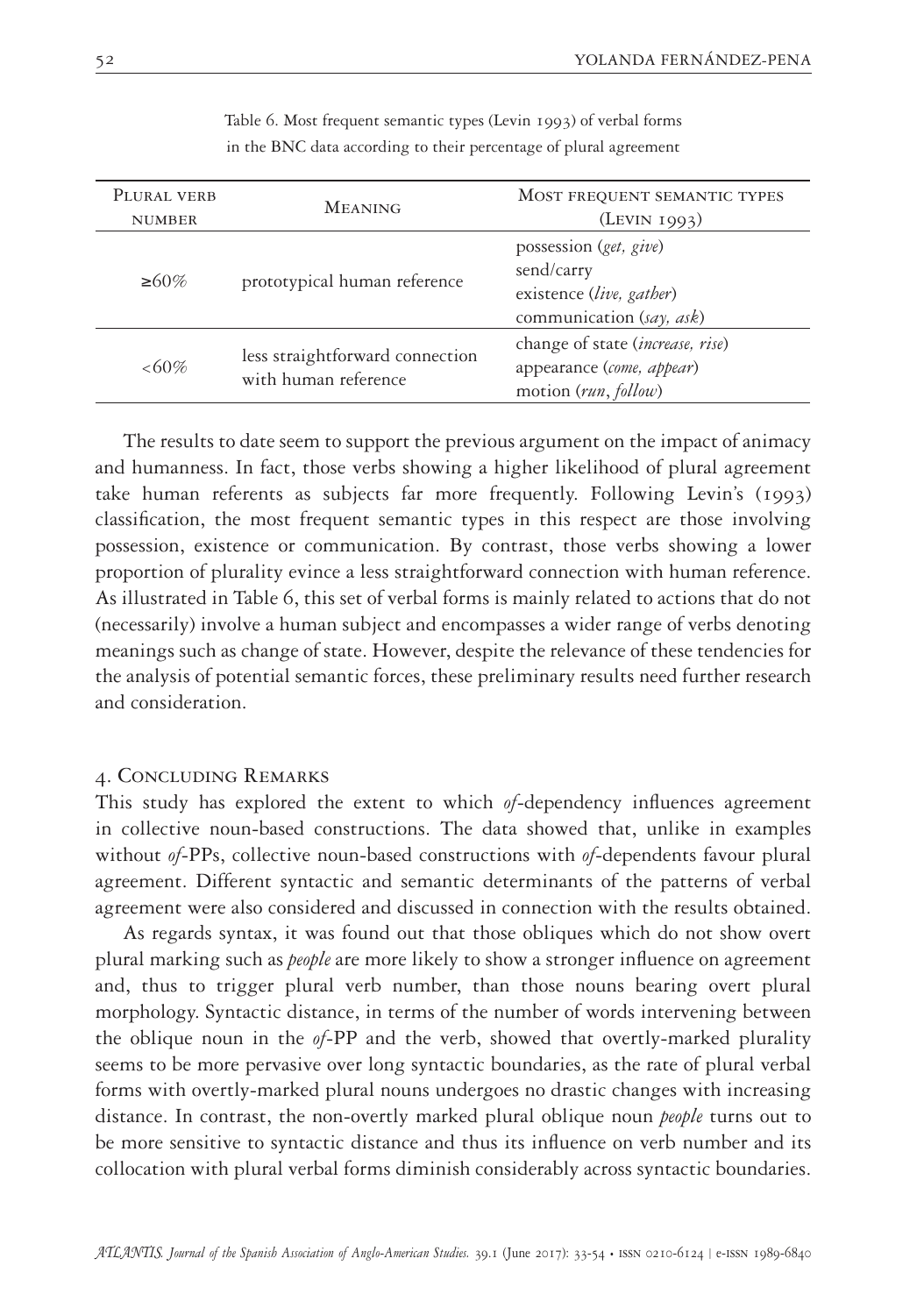Table 6. Most frequent semantic types (Levin 1993) of verbal forms in the BNC data according to their percentage of plural agreement

| Plural verb number | Meaning | Most frequent semantic types (Levin 1993) |
|---|---|---|
| ≥60% | prototypical human reference | possession (*get, give*)<br>send/carry<br>existence (*live, gather*)<br>communication (*say, ask*) |
| <60% | less straightforward connection with human reference | change of state (*increase, rise*)<br>appearance (*come, appear*)<br>motion (*run*, *follow*) |

The results to date seem to support the previous argument on the impact of animacy and humanness. In fact, those verbs showing a higher likelihood of plural agreement take human referents as subjects far more frequently. Following Levin's (1993) classification, the most frequent semantic types in this respect are those involving possession, existence or communication. By contrast, those verbs showing a lower proportion of plurality evince a less straightforward connection with human reference. As illustrated in Table 6, this set of verbal forms is mainly related to actions that do not (necessarily) involve a human subject and encompasses a wider range of verbs denoting meanings such as change of state. However, despite the relevance of these tendencies for the analysis of potential semantic forces, these preliminary results need further research and consideration.

## 4. Concluding Remarks

This study has explored the extent to which *of*-dependency influences agreement in collective noun-based constructions. The data showed that, unlike in examples without *of*-PPs, collective noun-based constructions with *of*-dependents favour plural agreement. Different syntactic and semantic determinants of the patterns of verbal agreement were also considered and discussed in connection with the results obtained.

As regards syntax, it was found out that those obliques which do not show overt plural marking such as *people* are more likely to show a stronger influence on agreement and, thus to trigger plural verb number, than those nouns bearing overt plural morphology. Syntactic distance, in terms of the number of words intervening between the oblique noun in the *of*-PP and the verb, showed that overtly-marked plurality seems to be more pervasive over long syntactic boundaries, as the rate of plural verbal forms with overtly-marked plural nouns undergoes no drastic changes with increasing distance. In contrast, the non-overtly marked plural oblique noun *people* turns out to be more sensitive to syntactic distance and thus its influence on verb number and its collocation with plural verbal forms diminish considerably across syntactic boundaries.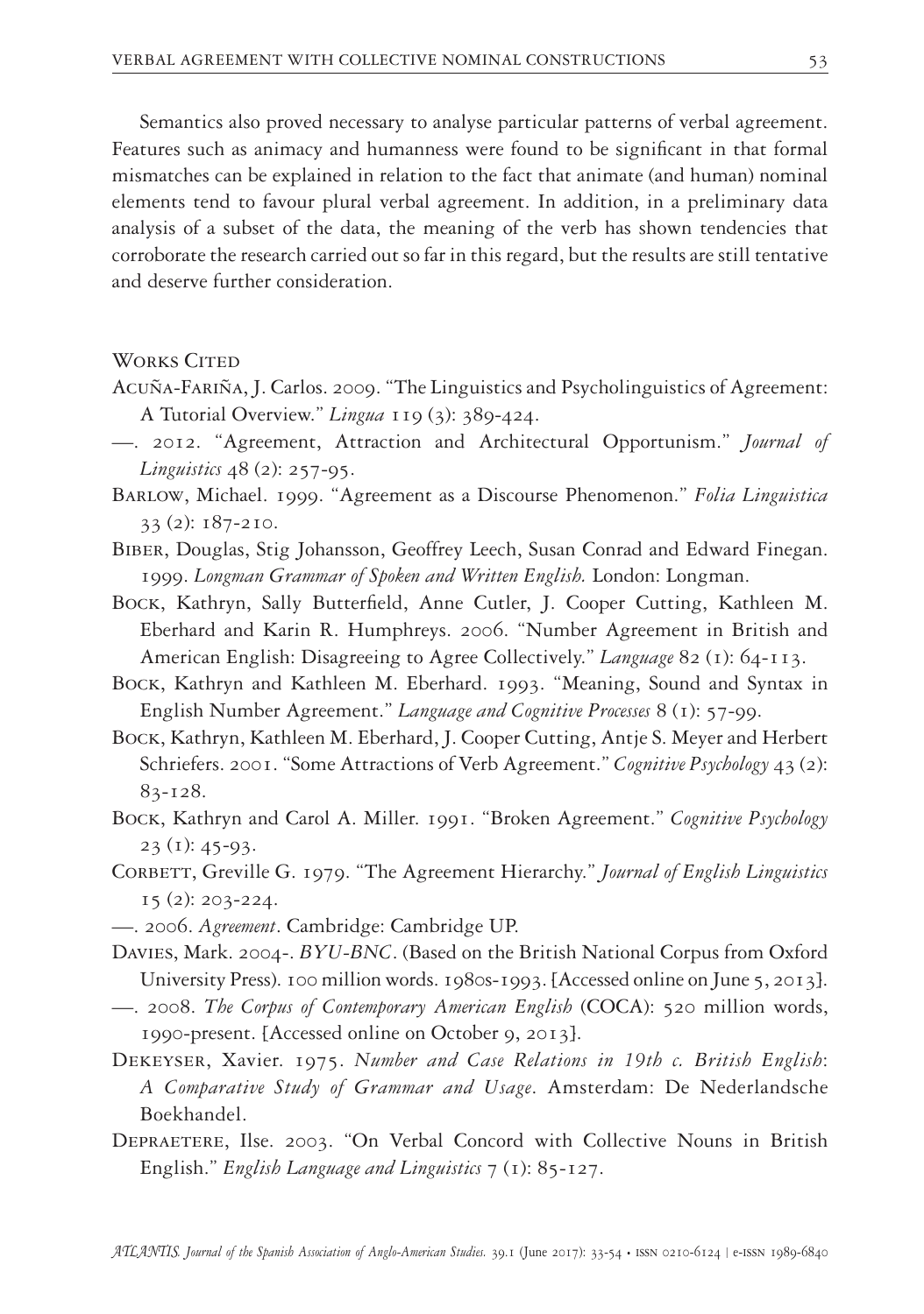Semantics also proved necessary to analyse particular patterns of verbal agreement. Features such as animacy and humanness were found to be significant in that formal mismatches can be explained in relation to the fact that animate (and human) nominal elements tend to favour plural verbal agreement. In addition, in a preliminary data analysis of a subset of the data, the meaning of the verb has shown tendencies that corroborate the research carried out so far in this regard, but the results are still tentative and deserve further consideration.

## Works Cited

Acuña-Fariña, J. Carlos. 2009. "The Linguistics and Psycholinguistics of Agreement: A Tutorial Overview." *Lingua* 119 (3): 389-424.

—. 2012. "Agreement, Attraction and Architectural Opportunism." *Journal of Linguistics* 48 (2): 257-95.

Barlow, Michael. 1999. "Agreement as a Discourse Phenomenon." *Folia Linguistica* 33 (2): 187-210.

Biber, Douglas, Stig Johansson, Geoffrey Leech, Susan Conrad and Edward Finegan. 1999. *Longman Grammar of Spoken and Written English.* London: Longman.

Bock, Kathryn, Sally Butterfield, Anne Cutler, J. Cooper Cutting, Kathleen M. Eberhard and Karin R. Humphreys. 2006. "Number Agreement in British and American English: Disagreeing to Agree Collectively." *Language* 82 (1): 64-113.

Bock, Kathryn and Kathleen M. Eberhard. 1993. "Meaning, Sound and Syntax in English Number Agreement." *Language and Cognitive Processes* 8 (1): 57-99.

Bock, Kathryn, Kathleen M. Eberhard, J. Cooper Cutting, Antje S. Meyer and Herbert Schriefers. 2001. "Some Attractions of Verb Agreement." *Cognitive Psychology* 43 (2): 83-128.

Bock, Kathryn and Carol A. Miller. 1991. "Broken Agreement." *Cognitive Psychology* 23 (1): 45-93.

Corbett, Greville G. 1979. "The Agreement Hierarchy." *Journal of English Linguistics* 15 (2): 203-224.

—. 2006. *Agreement*. Cambridge: Cambridge UP.

Davies, Mark. 2004-. *BYU-BNC*. (Based on the British National Corpus from Oxford University Press). 100 million words. 1980s-1993. [Accessed online on June 5, 2013].

—. 2008. *The Corpus of Contemporary American English* (COCA): 520 million words, 1990-present. [Accessed online on October 9, 2013].

Dekeyser, Xavier. 1975. *Number and Case Relations in 19th c. British English: A Comparative Study of Grammar and Usage*. Amsterdam: De Nederlandsche Boekhandel.

Depraetere, Ilse. 2003. "On Verbal Concord with Collective Nouns in British English." *English Language and Linguistics* 7 (1): 85-127.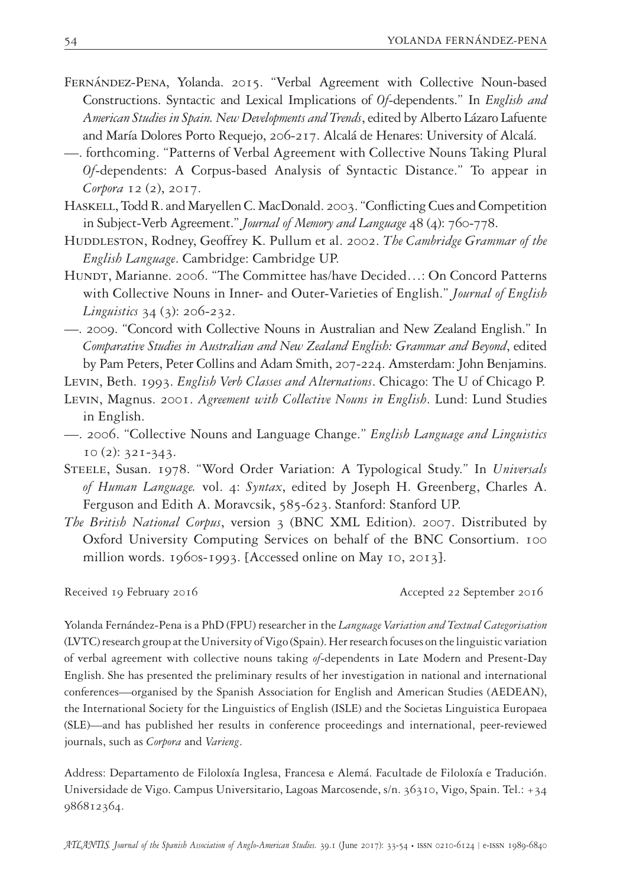Fernández-Pena, Yolanda. 2015. "Verbal Agreement with Collective Noun-based Constructions. Syntactic and Lexical Implications of *Of*-dependents." In *English and American Studies in Spain. New Developments and Trends*, edited by Alberto Lázaro Lafuente and María Dolores Porto Requejo, 206-217. Alcalá de Henares: University of Alcalá.

—. forthcoming. "Patterns of Verbal Agreement with Collective Nouns Taking Plural *Of*-dependents: A Corpus-based Analysis of Syntactic Distance." To appear in *Corpora* 12 (2), 2017.

Haskell, Todd R. and Maryellen C. MacDonald. 2003. "Conflicting Cues and Competition in Subject-Verb Agreement." *Journal of Memory and Language* 48 (4): 760-778.

Huddleston, Rodney, Geoffrey K. Pullum et al. 2002. *The Cambridge Grammar of the English Language*. Cambridge: Cambridge UP.

Hundt, Marianne. 2006. "The Committee has/have Decided…: On Concord Patterns with Collective Nouns in Inner- and Outer-Varieties of English." *Journal of English Linguistics* 34 (3): 206-232.

—. 2009. "Concord with Collective Nouns in Australian and New Zealand English." In *Comparative Studies in Australian and New Zealand English: Grammar and Beyond*, edited by Pam Peters, Peter Collins and Adam Smith, 207-224. Amsterdam: John Benjamins.

Levin, Beth. 1993. *English Verb Classes and Alternations*. Chicago: The U of Chicago P.

Levin, Magnus. 2001. *Agreement with Collective Nouns in English*. Lund: Lund Studies in English.

—. 2006. "Collective Nouns and Language Change." *English Language and Linguistics* 10 (2): 321-343.

Steele, Susan. 1978. "Word Order Variation: A Typological Study." In *Universals of Human Language.* vol. 4: *Syntax*, edited by Joseph H. Greenberg, Charles A. Ferguson and Edith A. Moravcsik, 585-623. Stanford: Stanford UP.

*The British National Corpus*, version 3 (BNC XML Edition). 2007. Distributed by Oxford University Computing Services on behalf of the BNC Consortium. 100 million words. 1960s-1993. [Accessed online on May 10, 2013].

Received 19 February 2016 Accepted 22 September 2016

Yolanda Fernández-Pena is a PhD (FPU) researcher in the *Language Variation and Textual Categorisation* (LVTC) research group at the University of Vigo (Spain). Her research focuses on the linguistic variation of verbal agreement with collective nouns taking *of*-dependents in Late Modern and Present-Day English. She has presented the preliminary results of her investigation in national and international conferences—organised by the Spanish Association for English and American Studies (AEDEAN), the International Society for the Linguistics of English (ISLE) and the Societas Linguistica Europaea (SLE)—and has published her results in conference proceedings and international, peer-reviewed journals, such as *Corpora* and *Varieng*.

Address: Departamento de Filoloxía Inglesa, Francesa e Alemá. Facultade de Filoloxía e Tradución. Universidade de Vigo. Campus Universitario, Lagoas Marcosende, s/n. 36310, Vigo, Spain. Tel.: +34 986812364.